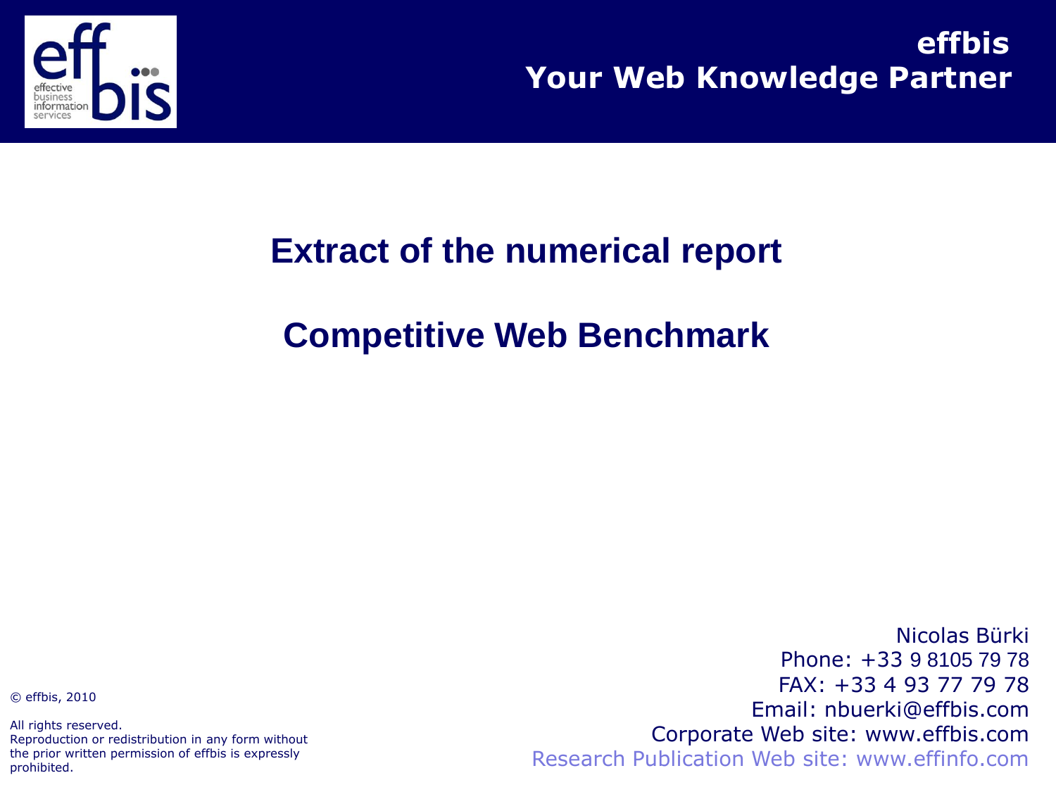**effbis**
**Your Web Knowledge Partner**

# Extract of the numerical report

# Competitive Web Benchmark

Nicolas Bürki
Phone: +33 9 8105 79 78
FAX: +33 4 93 77 79 78
Email: nbuerki@effbis.com
Corporate Web site: www.effbis.com
Research Publication Web site: www.effinfo.com

© effbis, 2010

All rights reserved.
Reproduction or redistribution in any form without the prior written permission of effbis is expressly prohibited.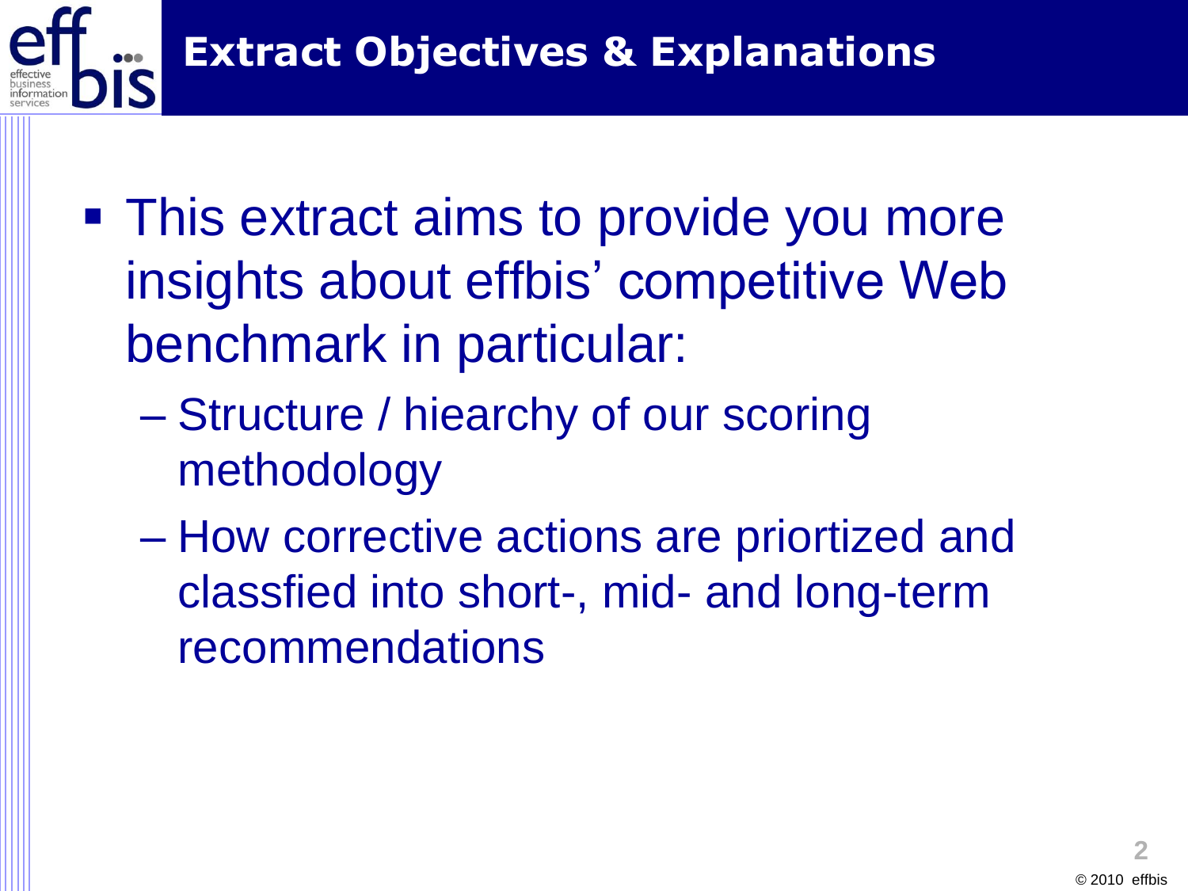# Extract Objectives & Explanations

- This extract aims to provide you more insights about effbis' competitive Web benchmark in particular:
  - Structure / hiearchy of our scoring methodology
  - How corrective actions are priortized and classfied into short-, mid- and long-term recommendations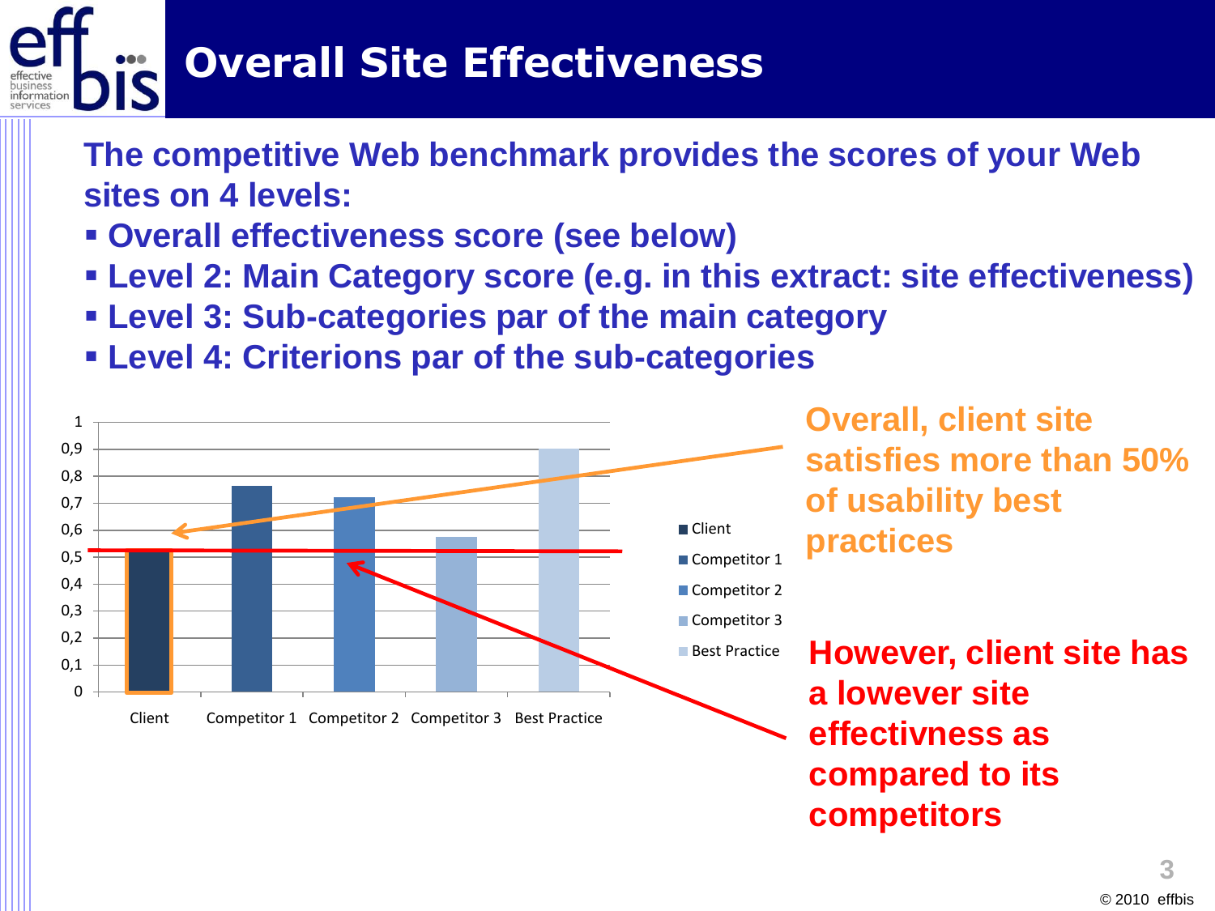# Overall Site Effectiveness

**The competitive Web benchmark provides the scores of your Web sites on 4 levels:**

- **Overall effectiveness score (see below)**
- **Level 2: Main Category score (e.g. in this extract: site effectiveness)**
- **Level 3: Sub-categories par of the main category**
- **Level 4: Criterions par of the sub-categories**

| | Score |
|---|---|
| Client | ~0,52 |
| Competitor 1 | ~0,76 |
| Competitor 2 | ~0,72 |
| Competitor 3 | ~0,57 |
| Best Practice | ~0,90 |

**Overall, client site satisfies more than 50% of usability best practices**

**However, client site has a lowever site effectivness as compared to its competitors**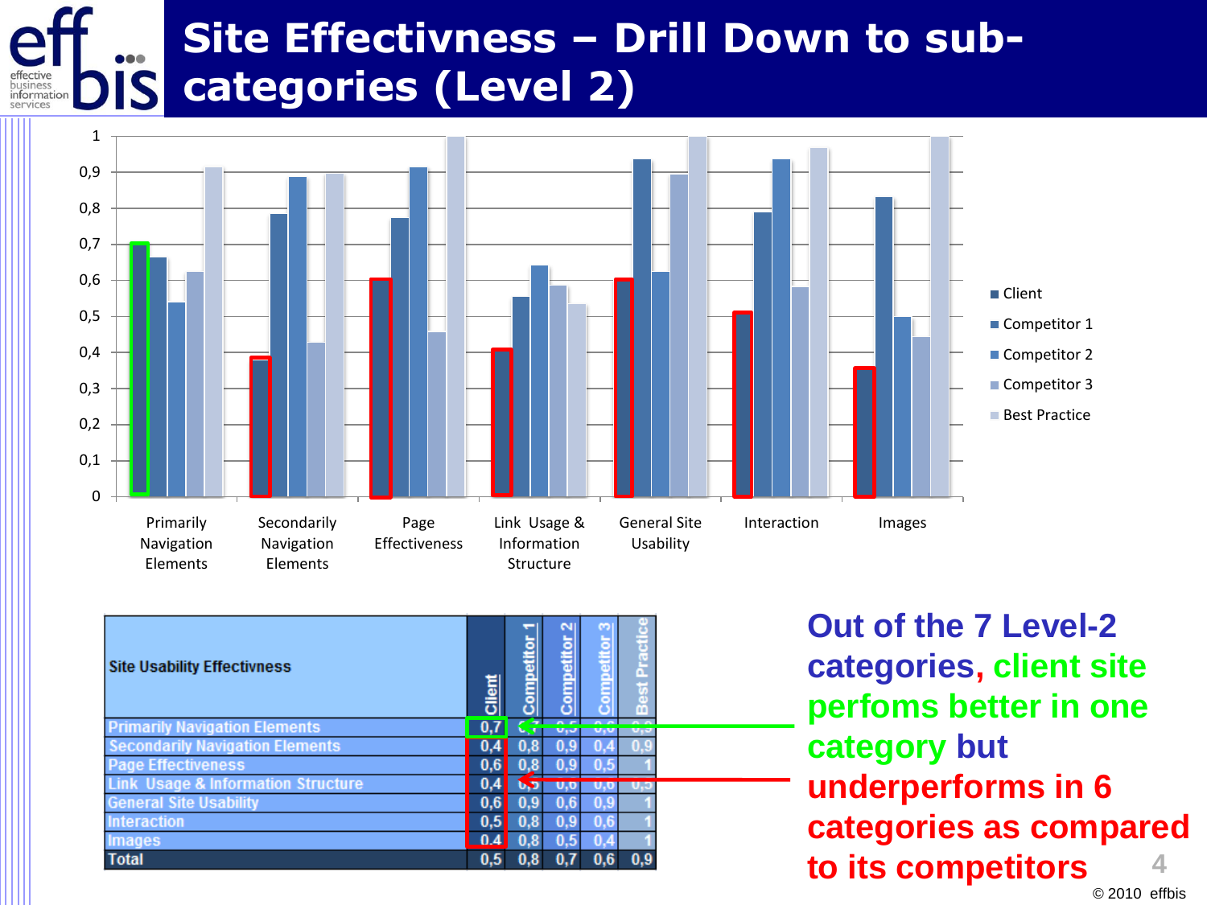# Site Effectivness – Drill Down to sub-categories (Level 2)

| Site Usability Effectivness | Client | Competitor 1 | Competitor 2 | Competitor 3 | Best Practice |
|---|---|---|---|---|---|
| Primarily Navigation Elements | 0,7 | 0,7 | 0,5 | 0,6 | 0,9 |
| Secondarily Navigation Elements | 0,4 | 0,8 | 0,9 | 0,4 | 0,9 |
| Page Effectiveness | 0,6 | 0,8 | 0,9 | 0,5 | 1 |
| Link Usage & Information Structure | 0,4 | 0,5 | 0,6 | 0,6 | 0,5 |
| General Site Usability | 0,6 | 0,9 | 0,6 | 0,9 | 1 |
| Interaction | 0,5 | 0,8 | 0,9 | 0,6 | 1 |
| Images | 0,4 | 0,8 | 0,5 | 0,4 | 1 |
| Total | 0,5 | 0,8 | 0,7 | 0,6 | 0,9 |

**Out of the 7 Level-2 categories, client site perfoms better in one category but underperforms in 6 categories as compared to its competitors**

© 2010 effbis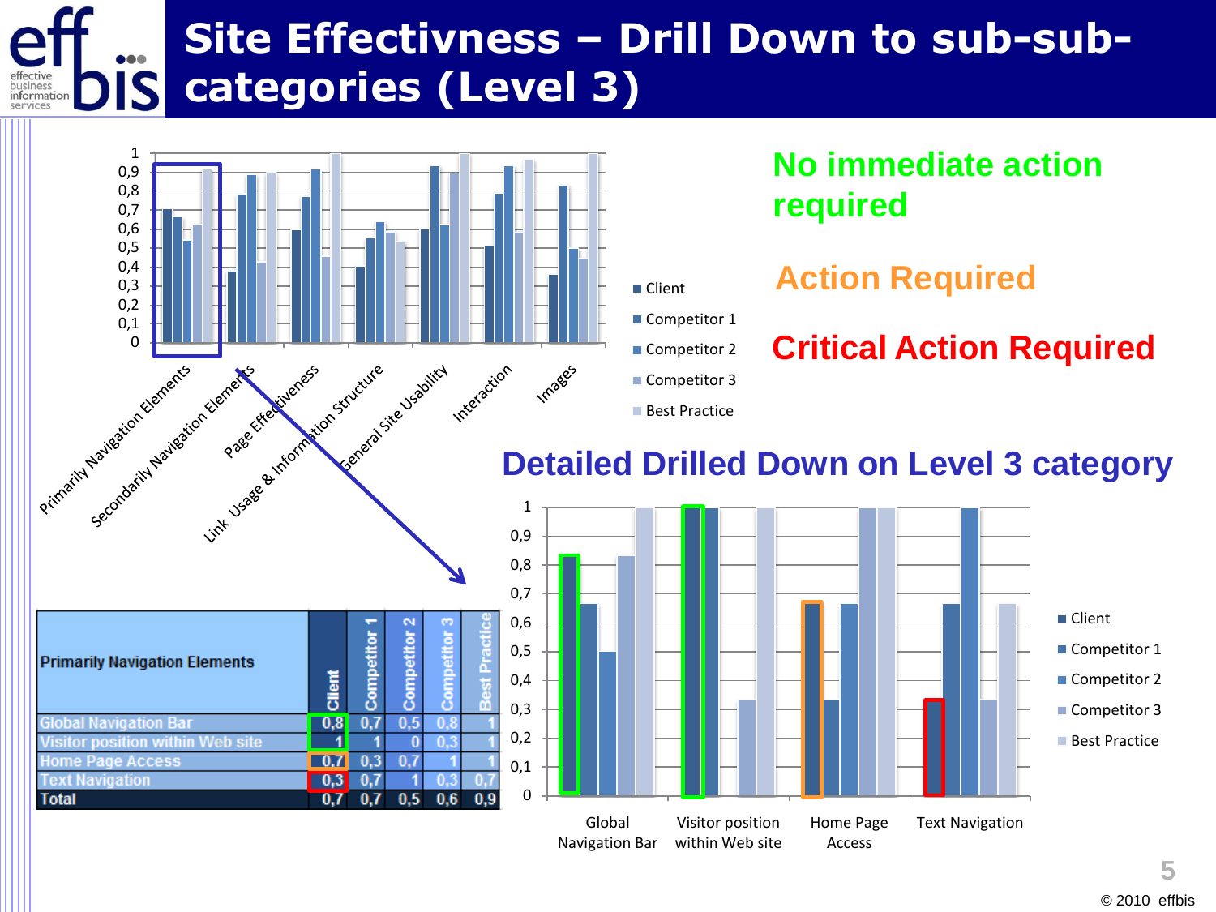# Site Effectivness – Drill Down to sub-sub-categories (Level 3)

No immediate action required

Action Required

Critical Action Required

## Detailed Drilled Down on Level 3 category

| Primarily Navigation Elements | Client | Competitor 1 | Competitor 2 | Competitor 3 | Best Practice |
|---|---|---|---|---|---|
| Global Navigation Bar | 0,8 | 0,7 | 0,5 | 0,8 | 1 |
| Visitor position within Web site | 1 | 1 | 0 | 0,3 | 1 |
| Home Page Access | 0,7 | 0,3 | 0,7 | 1 | 1 |
| Text Navigation | 0,3 | 0,7 | 1 | 0,3 | 0,7 |
| Total | 0,7 | 0,7 | 0,5 | 0,6 | 0,9 |

© 2010 effbis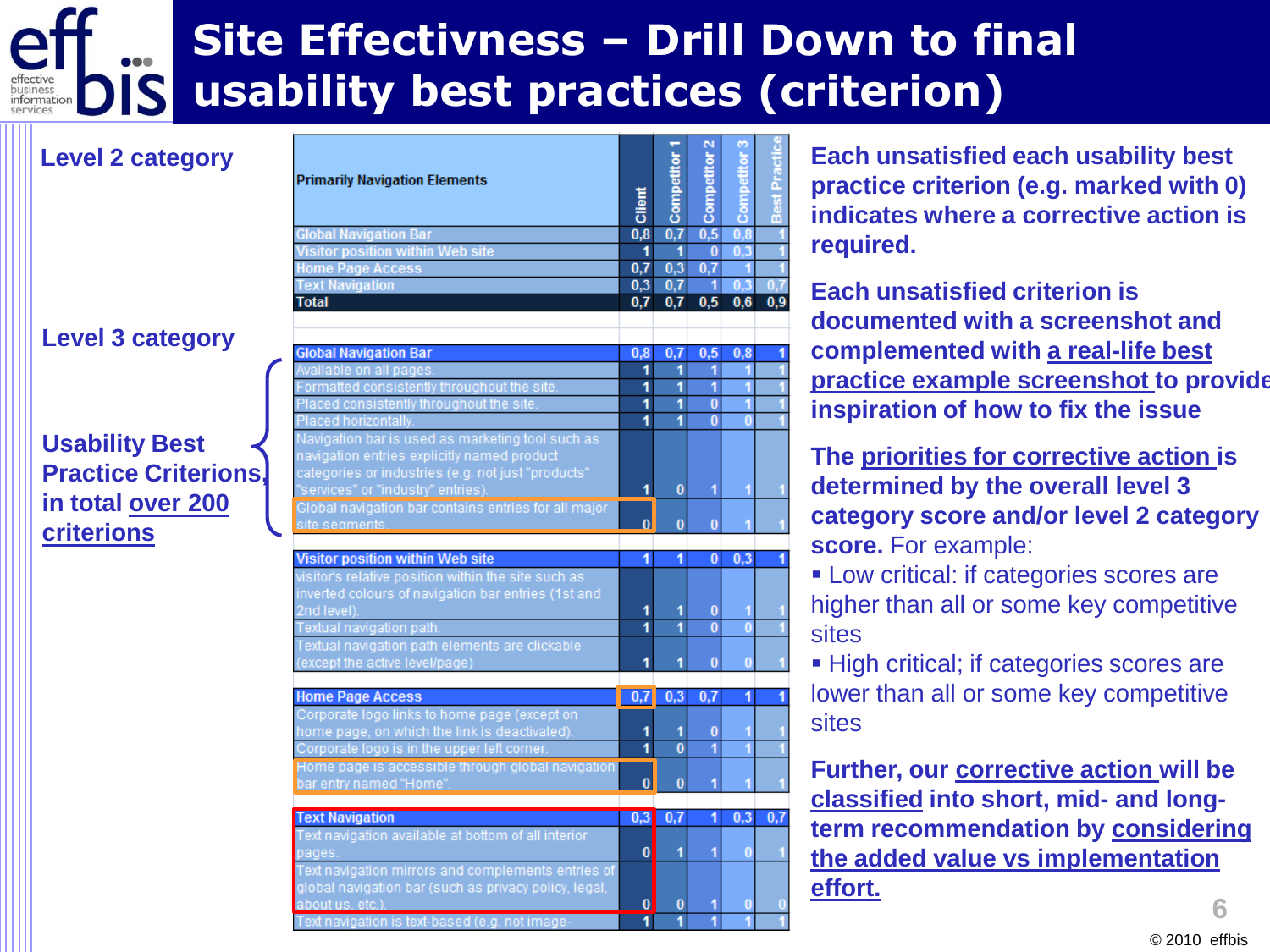# Site Effectivness – Drill Down to final usability best practices (criterion)

**Level 2 category**

**Level 3 category**

**Usability Best Practice Criterions, in total over 200 criterions**

| Primarily Navigation Elements | Client | Competitor 1 | Competitor 2 | Competitor 3 | Best Practice |
|---|---|---|---|---|---|
| Global Navigation Bar | 0,8 | 0,7 | 0,5 | 0,8 | 1 |
| Visitor position within Web site | 1 | 1 | 0 | 0,3 | 1 |
| Home Page Access | 0,7 | 0,3 | 0,7 | 1 | 1 |
| Text Navigation | 0,3 | 0,7 | 1 | 0,3 | 0,7 |
| Total | 0,7 | 0,7 | 0,5 | 0,6 | 0,9 |
| | | | | | |
| Global Navigation Bar | 0,8 | 0,7 | 0,5 | 0,8 | 1 |
| Available on all pages. | 1 | 1 | 1 | 1 | 1 |
| Formatted consistently throughout the site. | 1 | 1 | 1 | 1 | 1 |
| Placed consistently throughout the site. | 1 | 1 | 0 | 1 | 1 |
| Placed horizontally. | 1 | 1 | 0 | 0 | 1 |
| Navigation bar is used as marketing tool such as navigation entries explicitly named product categories or industries (e.g. not just "products" "services" or "industry" entries). | 1 | 0 | 1 | 1 | 1 |
| Global navigation bar contains entries for all major site segments. | 0 | 0 | 0 | 1 | 1 |
| Visitor position within Web site | 1 | 1 | 0 | 0,3 | 1 |
| visitor's relative position within the site such as inverted colours of navigation bar entries (1st and 2nd level). | 1 | 1 | 0 | 1 | 1 |
| Textual navigation path. | 1 | 1 | 0 | 0 | 1 |
| Textual navigation path elements are clickable (except the active level/page) | 1 | 1 | 0 | 0 | 1 |
| Home Page Access | 0,7 | 0,3 | 0,7 | 1 | 1 |
| Corporate logo links to home page (except on home page, on which the link is deactivated). | 1 | 1 | 0 | 1 | 1 |
| Corporate logo is in the upper left corner. | 1 | 0 | 1 | 1 | 1 |
| Home page is accessible through global navigation bar entry named "Home". | 0 | 0 | 1 | 1 | 1 |
| Text Navigation | 0,3 | 0,7 | 1 | 0,3 | 0,7 |
| Text navigation available at bottom of all interior pages. | 0 | 1 | 1 | 0 | 1 |
| Text navigation mirrors and complements entries of global navigation bar (such as privacy policy, legal, about us. etc.). | 0 | 0 | 1 | 0 | 0 |
| Text navigation is text-based (e.g. not image- | 1 | 1 | 1 | 1 | 1 |

**Each unsatisfied each usability best practice criterion (e.g. marked with 0) indicates where a corrective action is required.**

**Each unsatisfied criterion is documented with a screenshot and complemented with a real-life best practice example screenshot to provide inspiration of how to fix the issue**

**The priorities for corrective action is determined by the overall level 3 category score and/or level 2 category score.** For example:

- Low critical: if categories scores are higher than all or some key competitive sites
- High critical; if categories scores are lower than all or some key competitive sites

**Further, our corrective action will be classified into short, mid- and long-term recommendation by considering the added value vs implementation effort.**

© 2010 effbis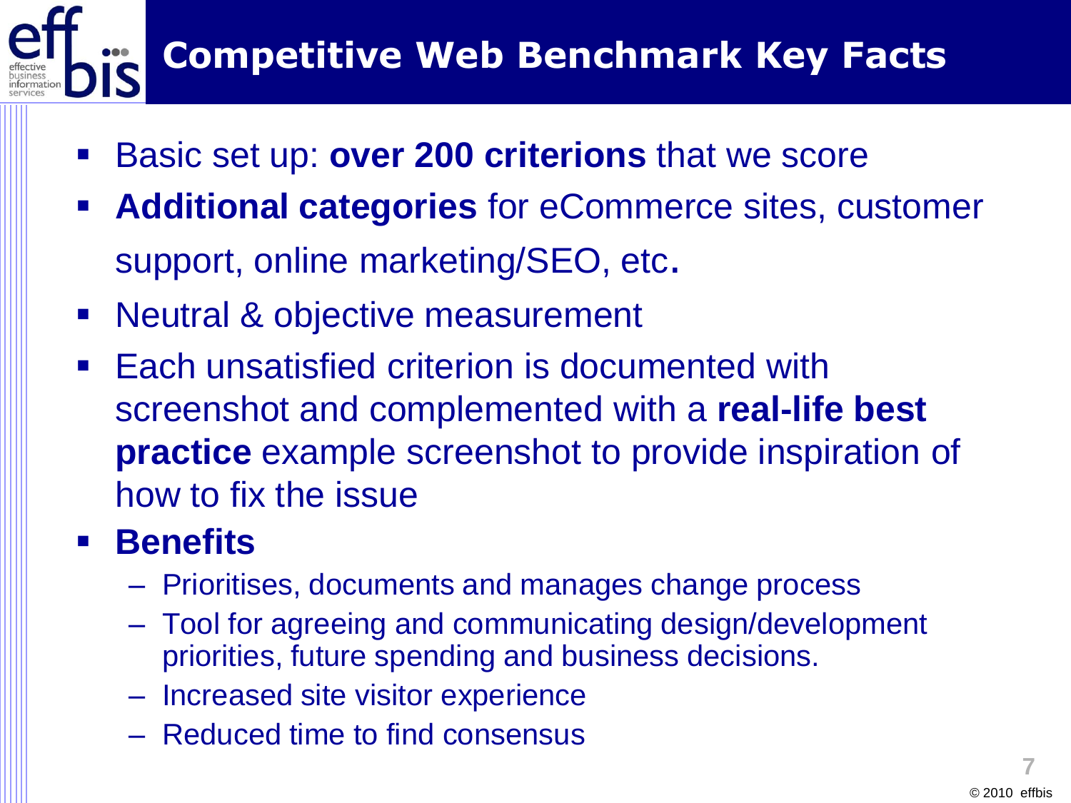# Competitive Web Benchmark Key Facts

- Basic set up: **over 200 criterions** that we score
- **Additional categories** for eCommerce sites, customer support, online marketing/SEO, etc.
- Neutral & objective measurement
- Each unsatisfied criterion is documented with screenshot and complemented with a **real-life best practice** example screenshot to provide inspiration of how to fix the issue
- **Benefits**
  - Prioritises, documents and manages change process
  - Tool for agreeing and communicating design/development priorities, future spending and business decisions.
  - Increased site visitor experience
  - Reduced time to find consensus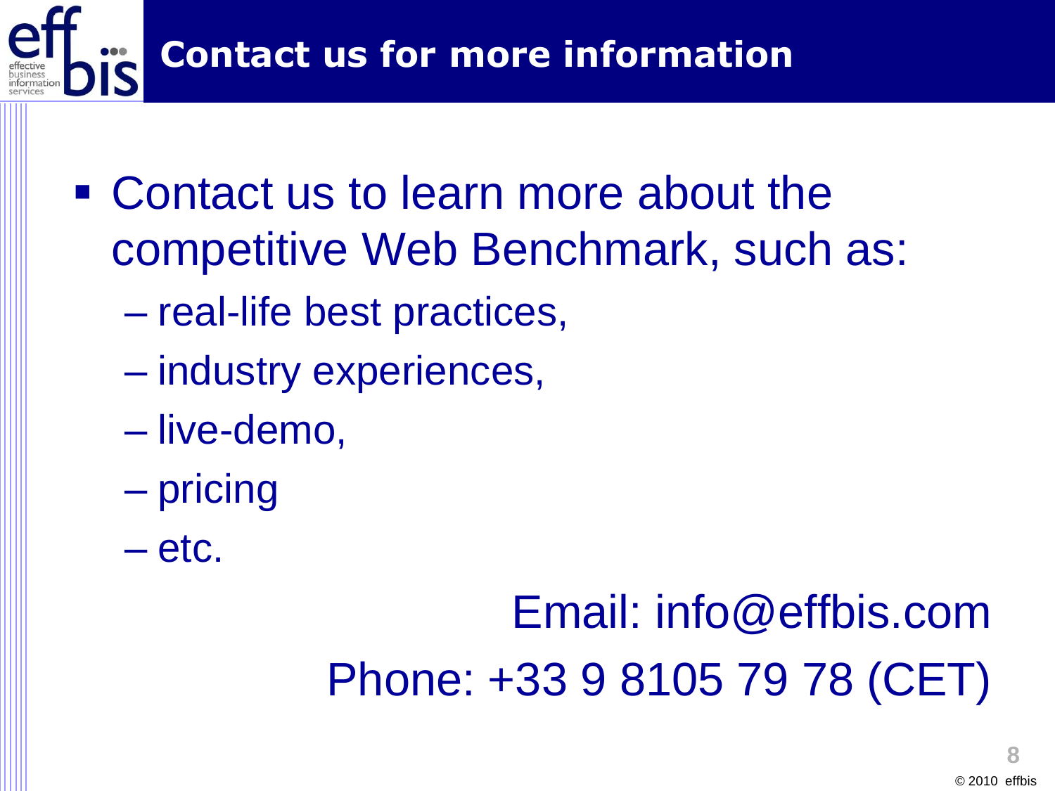# Contact us for more information

- Contact us to learn more about the competitive Web Benchmark, such as:
  - real-life best practices,
  - industry experiences,
  - live-demo,
  - pricing
  - etc.

Email: info@effbis.com

Phone: +33 9 8105 79 78 (CET)

© 2010 effbis